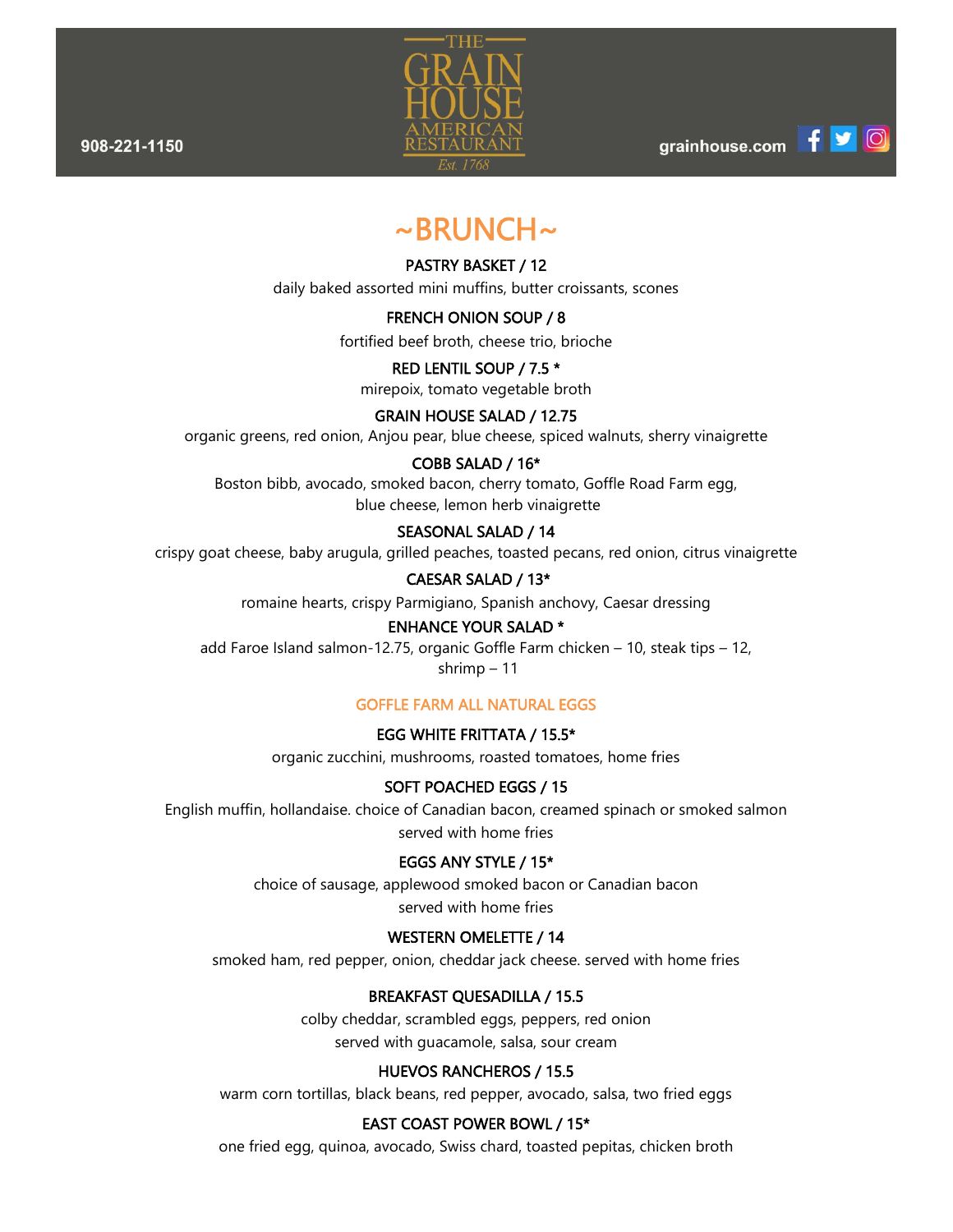908-221-1150

# THE GRAIN HOUSE AMERICAN RESTAURANT

Est. 1768

grainhouse.com

## ~BRUNCH~

**PASTRY BASKET / 12**
daily baked assorted mini muffins, butter croissants, scones

**FRENCH ONION SOUP / 8**
fortified beef broth, cheese trio, brioche

**RED LENTIL SOUP / 7.5 \***
mirepoix, tomato vegetable broth

**GRAIN HOUSE SALAD / 12.75**
organic greens, red onion, Anjou pear, blue cheese, spiced walnuts, sherry vinaigrette

**COBB SALAD / 16\***
Boston bibb, avocado, smoked bacon, cherry tomato, Goffle Road Farm egg, blue cheese, lemon herb vinaigrette

**SEASONAL SALAD / 14**
crispy goat cheese, baby arugula, grilled peaches, toasted pecans, red onion, citrus vinaigrette

**CAESAR SALAD / 13\***
romaine hearts, crispy Parmigiano, Spanish anchovy, Caesar dressing

**ENHANCE YOUR SALAD \***
add Faroe Island salmon-12.75, organic Goffle Farm chicken – 10, steak tips – 12, shrimp – 11

### GOFFLE FARM ALL NATURAL EGGS

**EGG WHITE FRITTATA / 15.5\***
organic zucchini, mushrooms, roasted tomatoes, home fries

**SOFT POACHED EGGS / 15**
English muffin, hollandaise. choice of Canadian bacon, creamed spinach or smoked salmon served with home fries

**EGGS ANY STYLE / 15\***
choice of sausage, applewood smoked bacon or Canadian bacon served with home fries

**WESTERN OMELETTE / 14**
smoked ham, red pepper, onion, cheddar jack cheese. served with home fries

**BREAKFAST QUESADILLA / 15.5**
colby cheddar, scrambled eggs, peppers, red onion served with guacamole, salsa, sour cream

**HUEVOS RANCHEROS / 15.5**
warm corn tortillas, black beans, red pepper, avocado, salsa, two fried eggs

**EAST COAST POWER BOWL / 15\***
one fried egg, quinoa, avocado, Swiss chard, toasted pepitas, chicken broth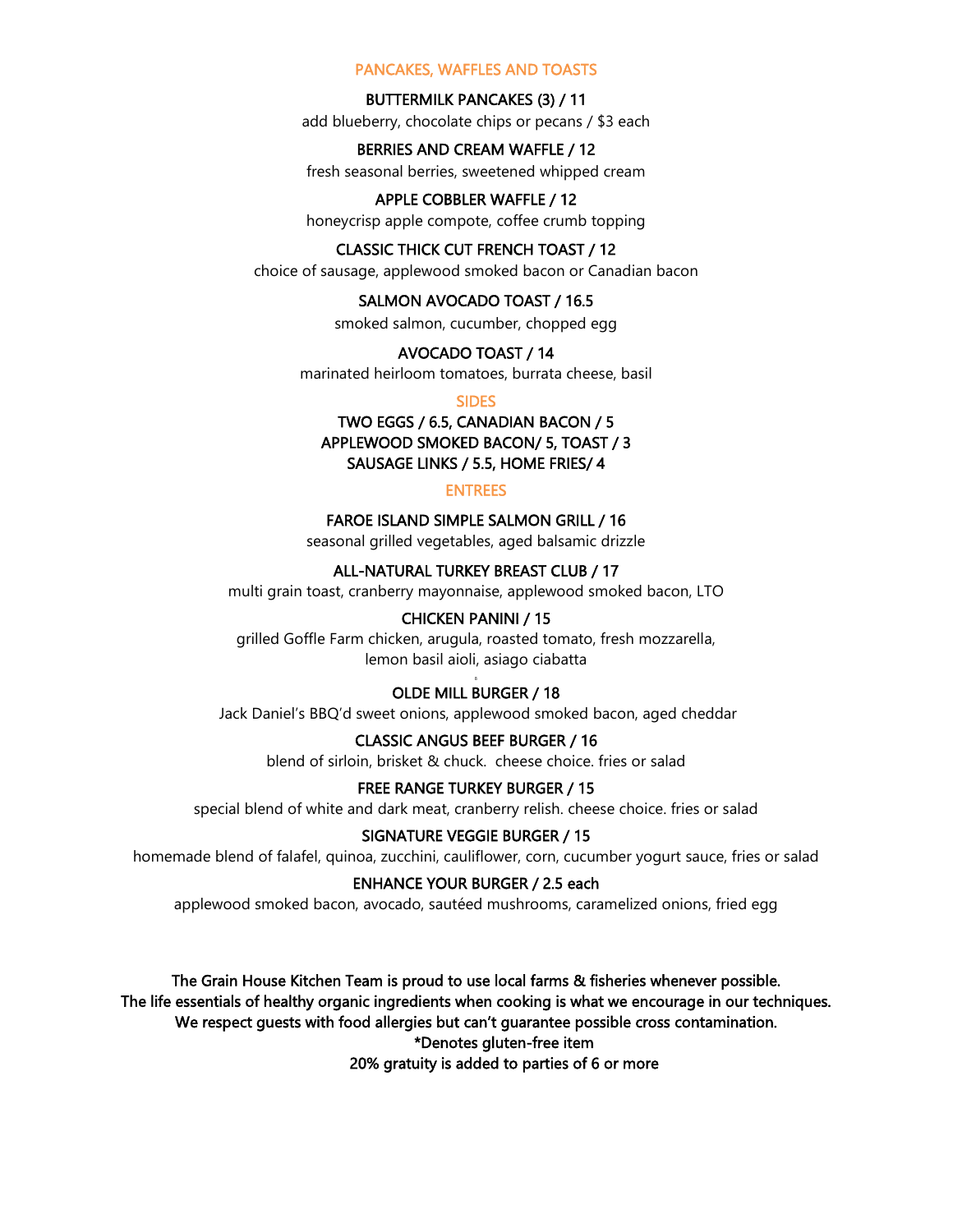## PANCAKES, WAFFLES AND TOASTS

**BUTTERMILK PANCAKES (3) / 11**
add blueberry, chocolate chips or pecans / $3 each

**BERRIES AND CREAM WAFFLE / 12**
fresh seasonal berries, sweetened whipped cream

**APPLE COBBLER WAFFLE / 12**
honeycrisp apple compote, coffee crumb topping

**CLASSIC THICK CUT FRENCH TOAST / 12**
choice of sausage, applewood smoked bacon or Canadian bacon

**SALMON AVOCADO TOAST / 16.5**
smoked salmon, cucumber, chopped egg

**AVOCADO TOAST / 14**
marinated heirloom tomatoes, burrata cheese, basil

## SIDES

**TWO EGGS / 6.5, CANADIAN BACON / 5**
**APPLEWOOD SMOKED BACON/ 5, TOAST / 3**
**SAUSAGE LINKS / 5.5, HOME FRIES/ 4**

## ENTREES

**FAROE ISLAND SIMPLE SALMON GRILL / 16**
seasonal grilled vegetables, aged balsamic drizzle

**ALL-NATURAL TURKEY BREAST CLUB / 17**
multi grain toast, cranberry mayonnaise, applewood smoked bacon, LTO

**CHICKEN PANINI / 15**
grilled Goffle Farm chicken, arugula, roasted tomato, fresh mozzarella, lemon basil aioli, asiago ciabatta

**OLDE MILL BURGER / 18**
Jack Daniel's BBQ'd sweet onions, applewood smoked bacon, aged cheddar

**CLASSIC ANGUS BEEF BURGER / 16**
blend of sirloin, brisket & chuck. cheese choice. fries or salad

**FREE RANGE TURKEY BURGER / 15**
special blend of white and dark meat, cranberry relish. cheese choice. fries or salad

**SIGNATURE VEGGIE BURGER / 15**
homemade blend of falafel, quinoa, zucchini, cauliflower, corn, cucumber yogurt sauce, fries or salad

**ENHANCE YOUR BURGER / 2.5 each**
applewood smoked bacon, avocado, sautéed mushrooms, caramelized onions, fried egg

The Grain House Kitchen Team is proud to use local farms & fisheries whenever possible.
The life essentials of healthy organic ingredients when cooking is what we encourage in our techniques.
We respect guests with food allergies but can't guarantee possible cross contamination.
*Denotes gluten-free item
20% gratuity is added to parties of 6 or more